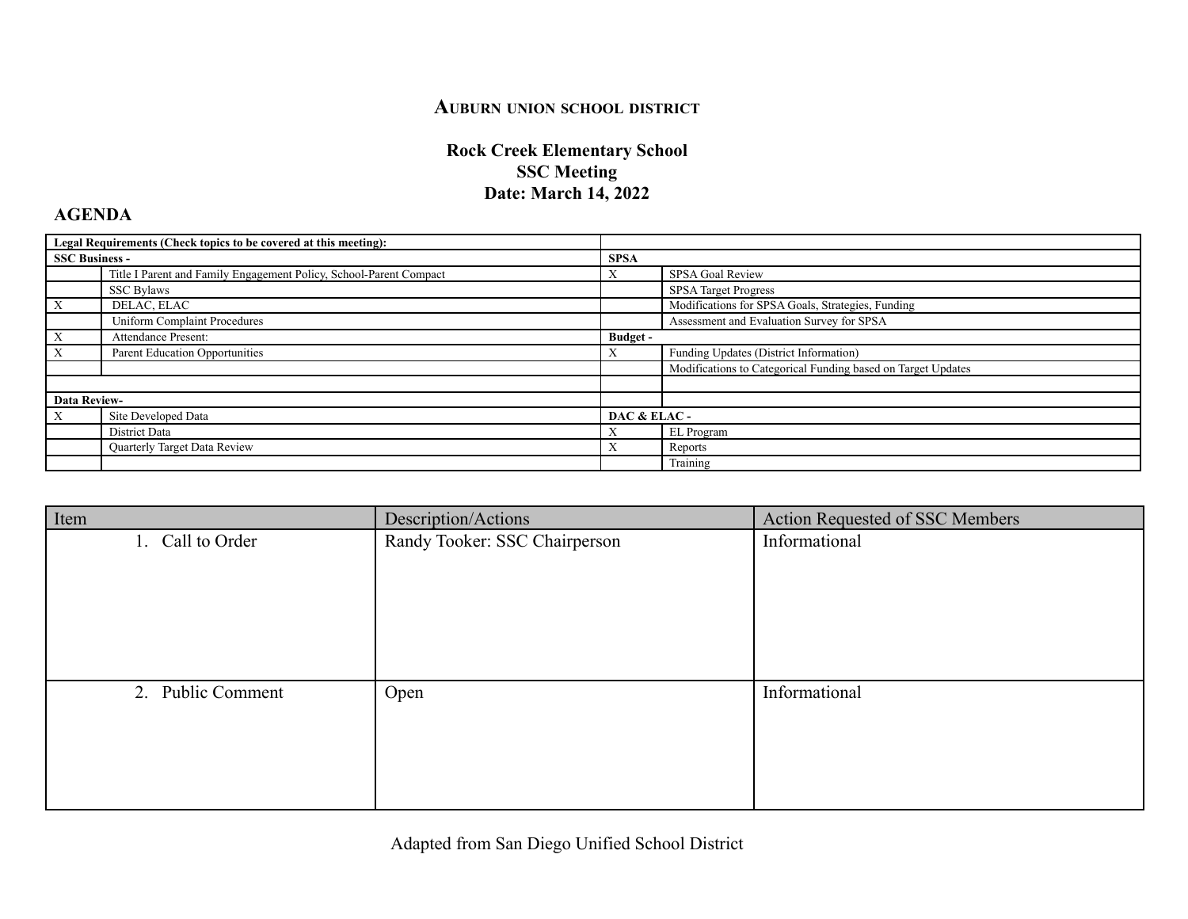# Auburn Union School District

## Rock Creek Elementary School
## SSC Meeting
## Date: March 14, 2022

### AGENDA

| **Legal Requirements (Check topics to be covered at this meeting):** | | | |
|---|---|---|---|
| **SSC Business -** | | **SPSA** | |
| | Title I Parent and Family Engagement Policy, School-Parent Compact | X | SPSA Goal Review |
| | SSC Bylaws | | SPSA Target Progress |
| X | DELAC, ELAC | | Modifications for SPSA Goals, Strategies, Funding |
| | Uniform Complaint Procedures | | Assessment and Evaluation Survey for SPSA |
| X | Attendance Present: | **Budget -** | |
| X | Parent Education Opportunities | X | Funding Updates (District Information) |
| | | | Modifications to Categorical Funding based on Target Updates |
| | | | |
| **Data Review-** | | | |
| X | Site Developed Data | **DAC & ELAC -** | |
| | District Data | X | EL Program |
| | Quarterly Target Data Review | X | Reports |
| | | | Training |

| Item | Description/Actions | Action Requested of SSC Members |
|---|---|---|
| 1. Call to Order | Randy Tooker: SSC Chairperson | Informational |
| 2. Public Comment | Open | Informational |

Adapted from San Diego Unified School District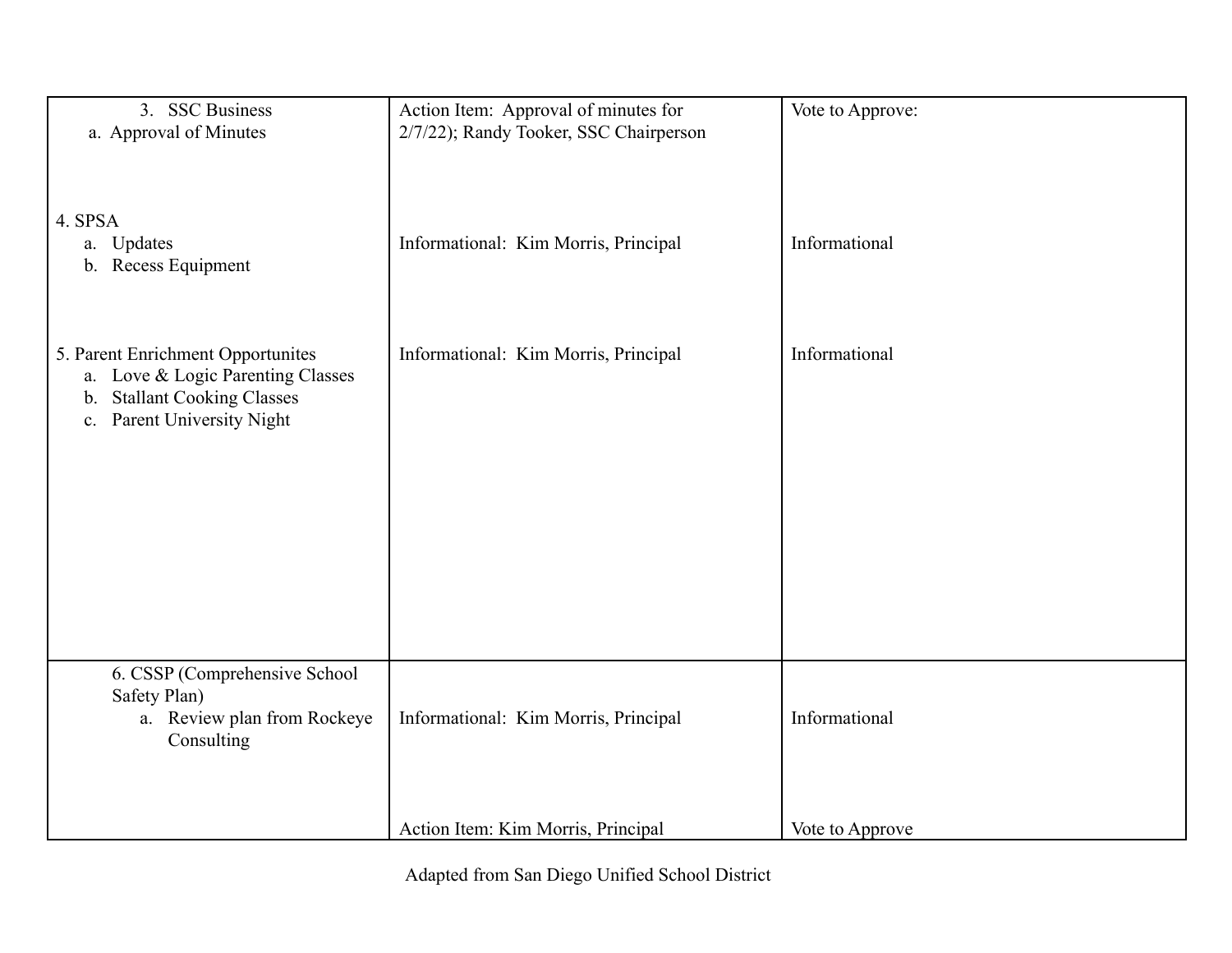| | | |
|---|---|---|
| 3. SSC Business<br>a. Approval of Minutes<br><br><br><br>4. SPSA<br>a. Updates<br>b. Recess Equipment<br><br><br><br>5. Parent Enrichment Opportunites<br>a. Love & Logic Parenting Classes<br>b. Stallant Cooking Classes<br>c. Parent University Night | Action Item: Approval of minutes for 2/7/22); Randy Tooker, SSC Chairperson<br><br><br><br><br>Informational: Kim Morris, Principal<br><br><br><br><br>Informational: Kim Morris, Principal | Vote to Approve:<br><br><br><br><br><br>Informational<br><br><br><br><br>Informational |
| 6. CSSP (Comprehensive School Safety Plan)<br>a. Review plan from Rockeye Consulting | Informational: Kim Morris, Principal<br><br><br><br>Action Item: Kim Morris, Principal | Informational<br><br><br><br>Vote to Approve |

Adapted from San Diego Unified School District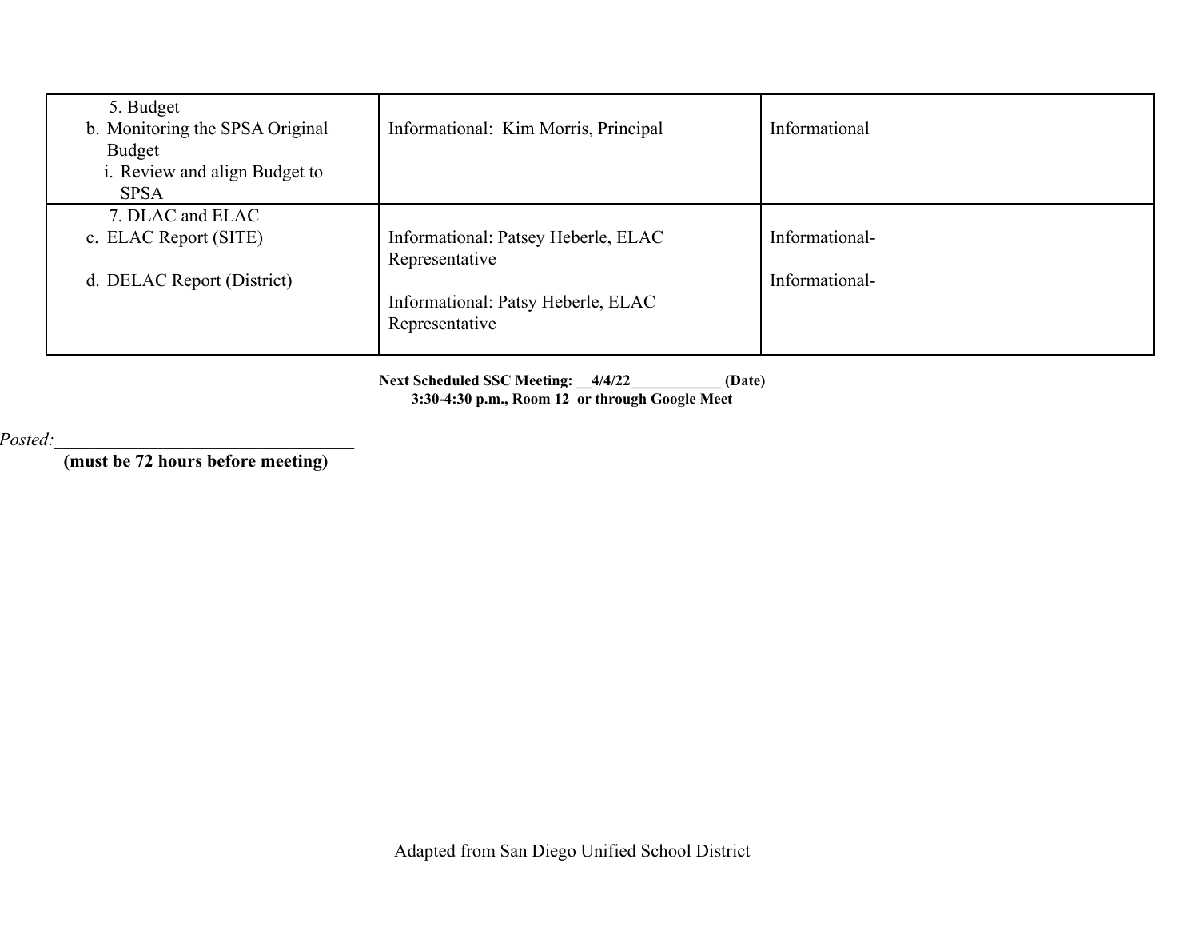| | | |
|---|---|---|
| 5. Budget<br>b. Monitoring the SPSA Original Budget<br>i. Review and align Budget to SPSA | Informational: Kim Morris, Principal | Informational |
| 7. DLAC and ELAC<br>c. ELAC Report (SITE)<br><br>d. DELAC Report (District) | Informational: Patsey Heberle, ELAC Representative<br><br>Informational: Patsy Heberle, ELAC Representative | Informational-<br><br>Informational- |

**Next Scheduled SSC Meeting: __4/4/22____________ (Date)**
**3:30-4:30 p.m., Room 12 or through Google Meet**

*Posted:*__________________________________
**(must be 72 hours before meeting)**

Adapted from San Diego Unified School District